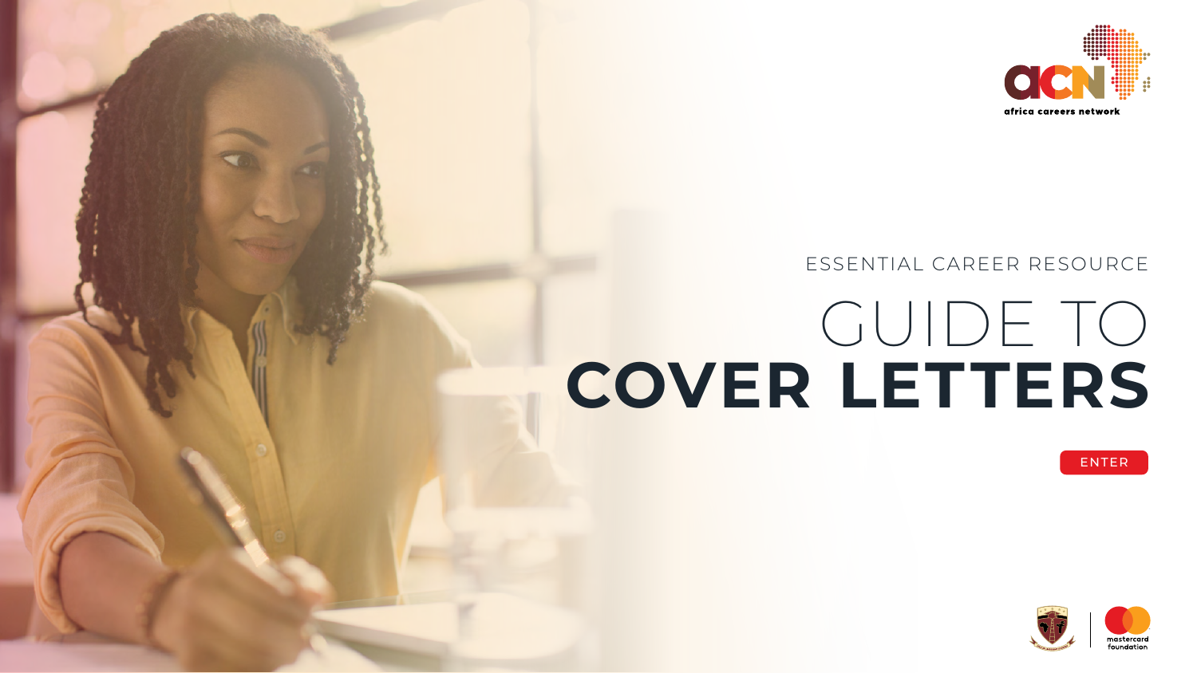africa careers network

ESSENTIAL CAREER RESOURCE

# GUIDE TO **COVER LETTERS**

ENTER

mastercard foundation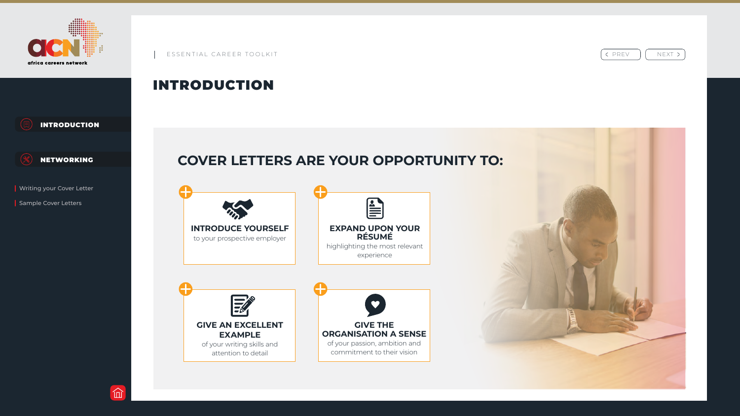ESSENTIAL CAREER TOOLKIT

# INTRODUCTION

## COVER LETTERS ARE YOUR OPPORTUNITY TO:

**INTRODUCE YOURSELF**
to your prospective employer

**EXPAND UPON YOUR RÉSUMÉ**
highlighting the most relevant experience

**GIVE AN EXCELLENT EXAMPLE**
of your writing skills and attention to detail

**GIVE THE ORGANISATION A SENSE**
of your passion, ambition and commitment to their vision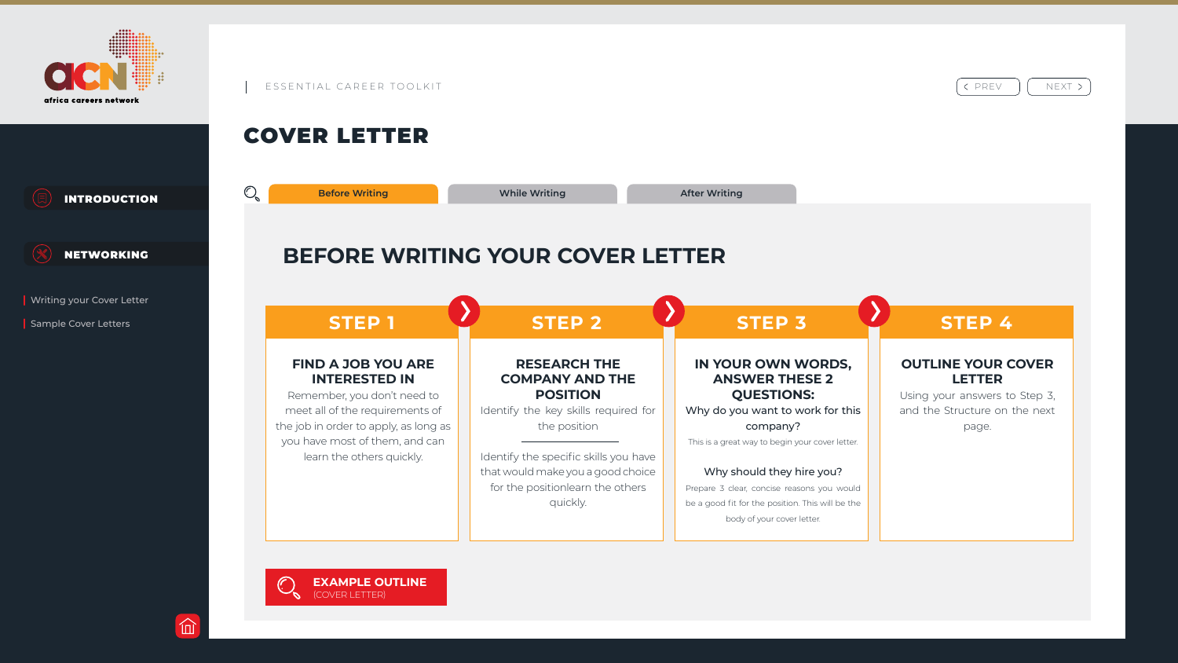ESSENTIAL CAREER TOOLKIT

# COVER LETTER

Before Writing | While Writing | After Writing

## BEFORE WRITING YOUR COVER LETTER

### STEP 1

**FIND A JOB YOU ARE INTERESTED IN**

Remember, you don't need to meet all of the requirements of the job in order to apply, as long as you have most of them, and can learn the others quickly.

### STEP 2

**RESEARCH THE COMPANY AND THE POSITION**

Identify the key skills required for the position

Identify the specific skills you have that would make you a good choice for the positionlearn the others quickly.

### STEP 3

**IN YOUR OWN WORDS, ANSWER THESE 2 QUESTIONS:**

Why do you want to work for this company?

This is a great way to begin your cover letter.

Why should they hire you?

Prepare 3 clear, concise reasons you would be a good fit for the position. This will be the body of your cover letter.

### STEP 4

**OUTLINE YOUR COVER LETTER**

Using your answers to Step 3, and the Structure on the next page.

**EXAMPLE OUTLINE** (COVER LETTER)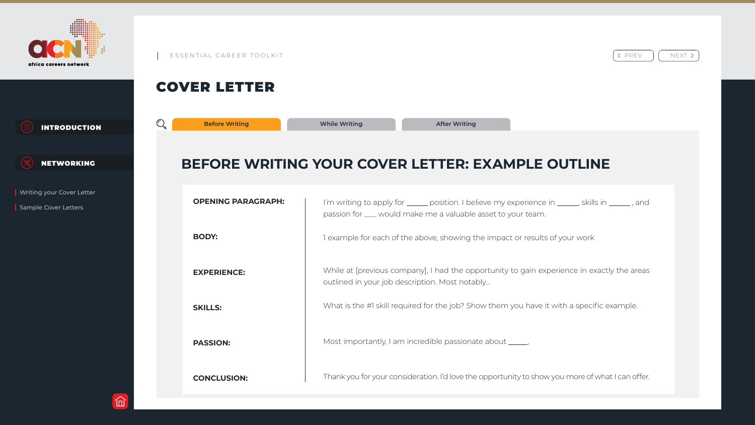# COVER LETTER

Before Writing | While Writing | After Writing

## BEFORE WRITING YOUR COVER LETTER: EXAMPLE OUTLINE

| | |
|---|---|
| **OPENING PARAGRAPH:** | I'm writing to apply for _____ position. I believe my experience in _____, skills in _____, and passion for ___ would make me a valuable asset to your team. |
| **BODY:** | 1 example for each of the above, showing the impact or results of your work |
| **EXPERIENCE:** | While at [previous company], I had the opportunity to gain experience in exactly the areas outlined in your job description. Most notably... |
| **SKILLS:** | What is the #1 skill required for the job? Show them you have it with a specific example. |
| **PASSION:** | Most importantly, I am incredible passionate about _____. |
| **CONCLUSION:** | Thank you for your consideration. I'd love the opportunity to show you more of what I can offer. |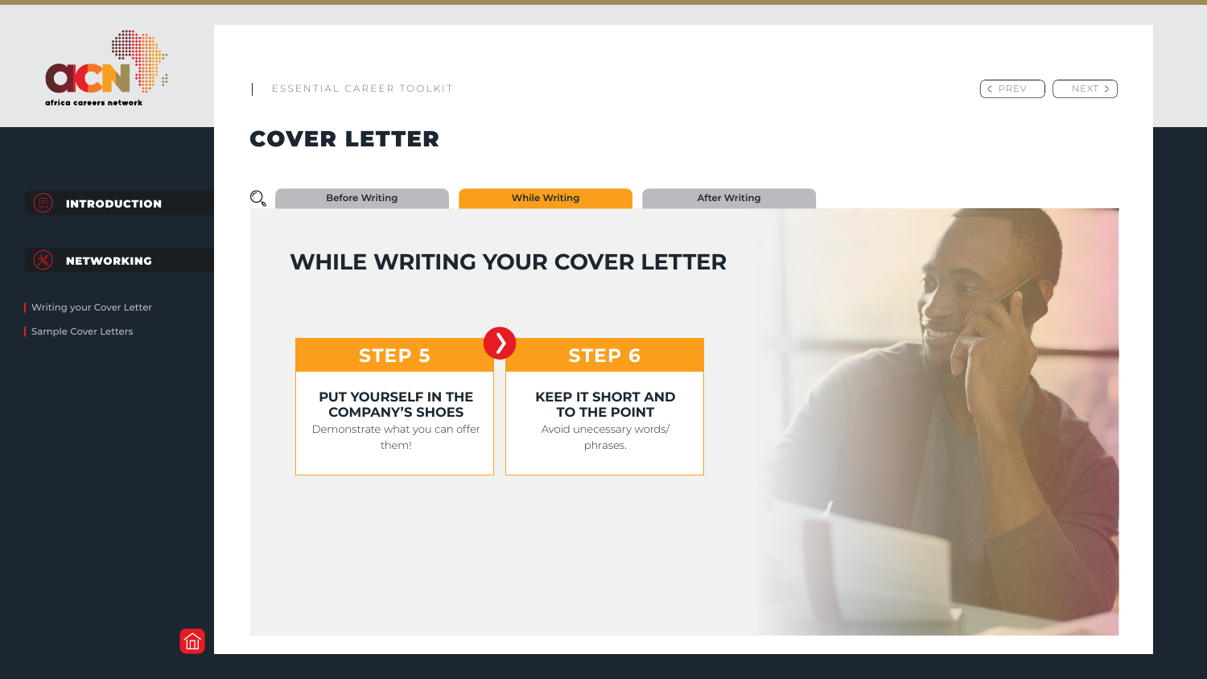ESSENTIAL CAREER TOOLKIT

# COVER LETTER

Before Writing | While Writing | After Writing

## WHILE WRITING YOUR COVER LETTER

### STEP 5

**PUT YOURSELF IN THE COMPANY'S SHOES**

Demonstrate what you can offer them!

### STEP 6

**KEEP IT SHORT AND TO THE POINT**

Avoid unecessary words/ phrases.

**INTRODUCTION**

**NETWORKING**

- Writing your Cover Letter
- Sample Cover Letters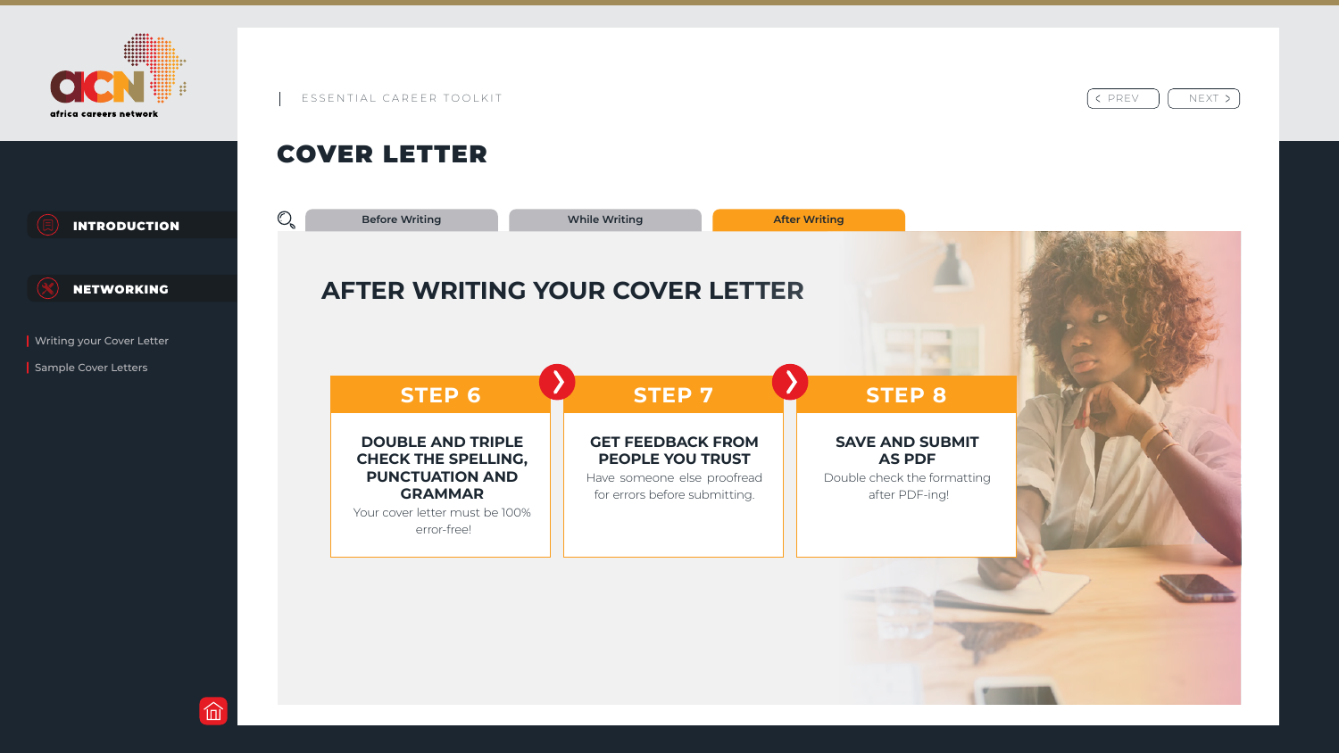ESSENTIAL CAREER TOOLKIT

# COVER LETTER

Before Writing | While Writing | After Writing

## AFTER WRITING YOUR COVER LETTER

### STEP 6

**DOUBLE AND TRIPLE CHECK THE SPELLING, PUNCTUATION AND GRAMMAR**

Your cover letter must be 100% error-free!

### STEP 7

**GET FEEDBACK FROM PEOPLE YOU TRUST**

Have someone else proofread for errors before submitting.

### STEP 8

**SAVE AND SUBMIT AS PDF**

Double check the formatting after PDF-ing!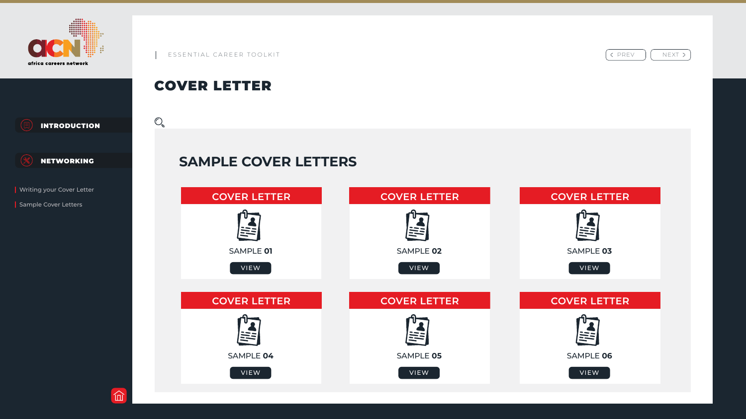africa careers network

INTRODUCTION

NETWORKING

- Writing your Cover Letter
- Sample Cover Letters

ESSENTIAL CAREER TOOLKIT

PREV NEXT

# COVER LETTER

## SAMPLE COVER LETTERS

COVER LETTER
SAMPLE **01**
VIEW

COVER LETTER
SAMPLE **02**
VIEW

COVER LETTER
SAMPLE **03**
VIEW

COVER LETTER
SAMPLE **04**
VIEW

COVER LETTER
SAMPLE **05**
VIEW

COVER LETTER
SAMPLE **06**
VIEW